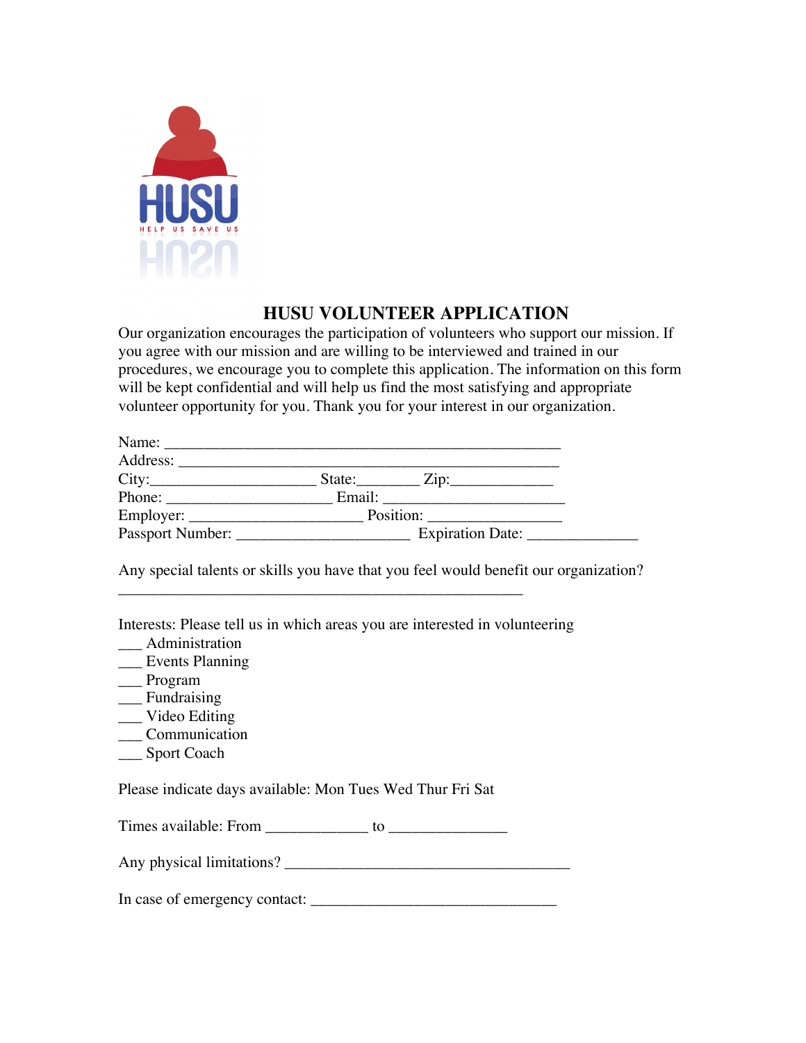# HUSU VOLUNTEER APPLICATION

Our organization encourages the participation of volunteers who support our mission. If you agree with our mission and are willing to be interviewed and trained in our procedures, we encourage you to complete this application. The information on this form will be kept confidential and will help us find the most satisfying and appropriate volunteer opportunity for you. Thank you for your interest in our organization.

Name: ____________________________________________________
Address: __________________________________________________
City:_____________________ State:________ Zip:_____________
Phone: _____________________ Email: _______________________
Employer: ______________________ Position: _________________
Passport Number: ______________________ Expiration Date: ______________

Any special talents or skills you have that you feel would benefit our organization?
_____________________________________________________

Interests: Please tell us in which areas you are interested in volunteering

___ Administration
___ Events Planning
___ Program
___ Fundraising
___ Video Editing
___ Communication
___ Sport Coach

Please indicate days available: Mon Tues Wed Thur Fri Sat

Times available: From _____________ to _______________

Any physical limitations? _____________________________________

In case of emergency contact: ________________________________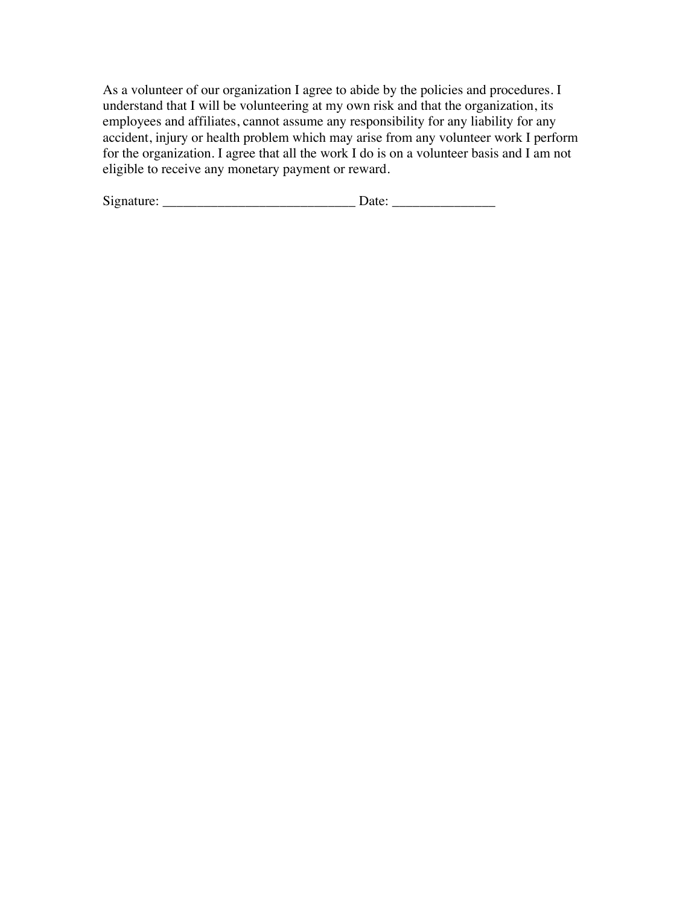As a volunteer of our organization I agree to abide by the policies and procedures. I understand that I will be volunteering at my own risk and that the organization, its employees and affiliates, cannot assume any responsibility for any liability for any accident, injury or health problem which may arise from any volunteer work I perform for the organization. I agree that all the work I do is on a volunteer basis and I am not eligible to receive any monetary payment or reward.

Signature: ___________________________ Date: ______________